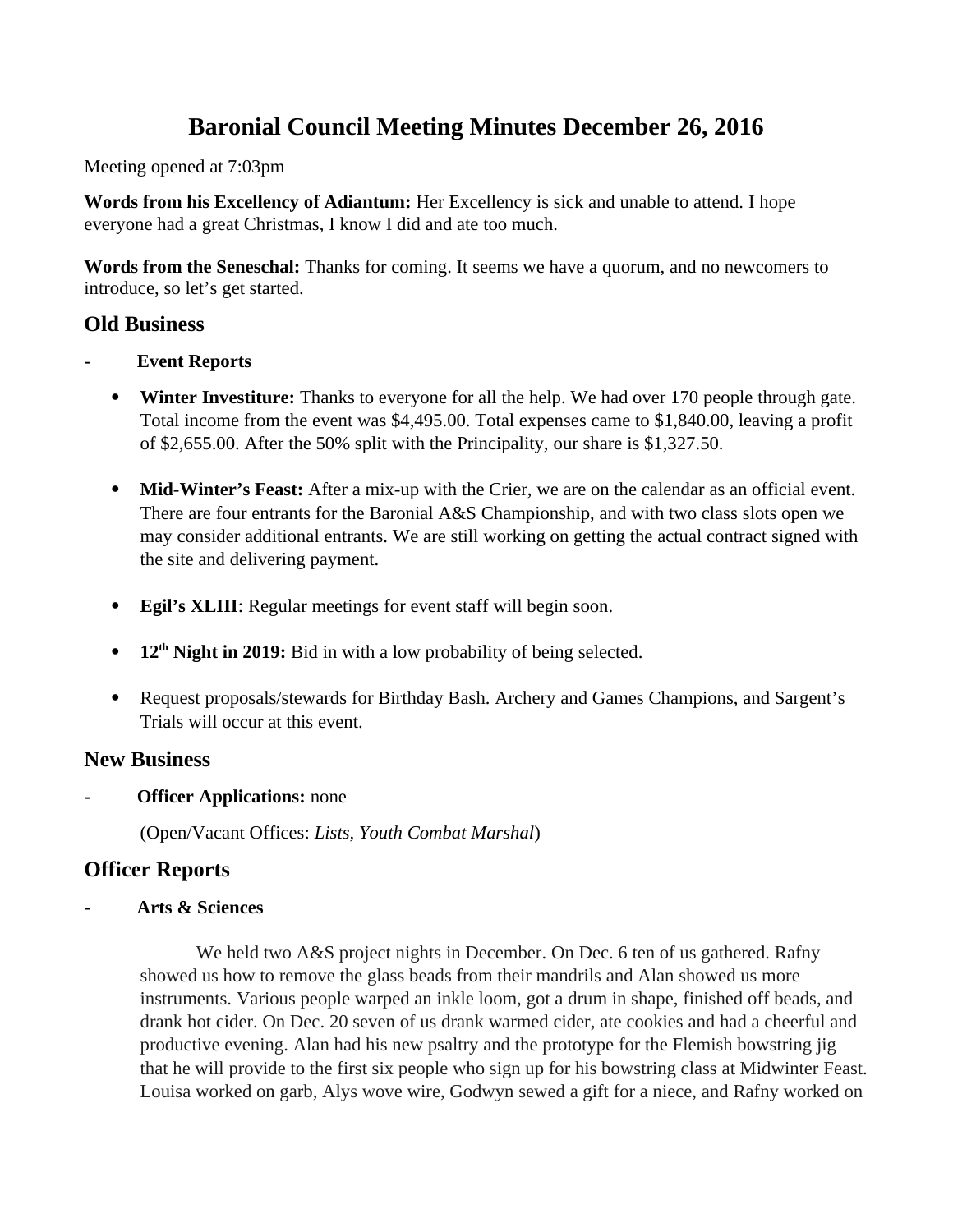# Baronial Council Meeting Minutes December 26, 2016

Meeting opened at 7:03pm

**Words from his Excellency of Adiantum:** Her Excellency is sick and unable to attend. I hope everyone had a great Christmas, I know I did and ate too much.

**Words from the Seneschal:** Thanks for coming. It seems we have a quorum, and no newcomers to introduce, so let's get started.

## Old Business

- **Event Reports**

  - **Winter Investiture:** Thanks to everyone for all the help. We had over 170 people through gate. Total income from the event was $4,495.00. Total expenses came to $1,840.00, leaving a profit of $2,655.00. After the 50% split with the Principality, our share is $1,327.50.

  - **Mid-Winter's Feast:** After a mix-up with the Crier, we are on the calendar as an official event. There are four entrants for the Baronial A&S Championship, and with two class slots open we may consider additional entrants. We are still working on getting the actual contract signed with the site and delivering payment.

  - **Egil's XLIII**: Regular meetings for event staff will begin soon.

  - **12th Night in 2019:** Bid in with a low probability of being selected.

  - Request proposals/stewards for Birthday Bash. Archery and Games Champions, and Sargent's Trials will occur at this event.

## New Business

- **Officer Applications:** none

  (Open/Vacant Offices: *Lists, Youth Combat Marshal*)

## Officer Reports

- **Arts & Sciences**

  We held two A&S project nights in December. On Dec. 6 ten of us gathered. Rafny showed us how to remove the glass beads from their mandrils and Alan showed us more instruments. Various people warped an inkle loom, got a drum in shape, finished off beads, and drank hot cider. On Dec. 20 seven of us drank warmed cider, ate cookies and had a cheerful and productive evening. Alan had his new psaltry and the prototype for the Flemish bowstring jig that he will provide to the first six people who sign up for his bowstring class at Midwinter Feast. Louisa worked on garb, Alys wove wire, Godwyn sewed a gift for a niece, and Rafny worked on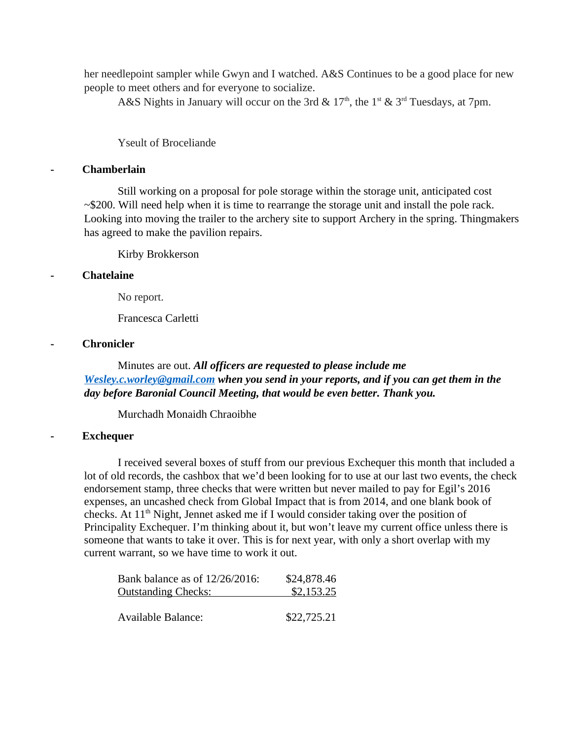her needlepoint sampler while Gwyn and I watched. A&S Continues to be a good place for new people to meet others and for everyone to socialize.

A&S Nights in January will occur on the 3rd & 17th, the 1st & 3rd Tuesdays, at 7pm.

Yseult of Broceliande

- **Chamberlain**

Still working on a proposal for pole storage within the storage unit, anticipated cost ~$200. Will need help when it is time to rearrange the storage unit and install the pole rack. Looking into moving the trailer to the archery site to support Archery in the spring. Thingmakers has agreed to make the pavilion repairs.

Kirby Brokkerson

- **Chatelaine**

No report.

Francesca Carletti

- **Chronicler**

Minutes are out. ***All officers are requested to please include me [Wesley.c.worley@gmail.com](mailto:Wesley.c.worley@gmail.com) when you send in your reports, and if you can get them in the day before Baronial Council Meeting, that would be even better. Thank you.***

Murchadh Monaidh Chraoibhe

- **Exchequer**

I received several boxes of stuff from our previous Exchequer this month that included a lot of old records, the cashbox that we'd been looking for to use at our last two events, the check endorsement stamp, three checks that were written but never mailed to pay for Egil's 2016 expenses, an uncashed check from Global Impact that is from 2014, and one blank book of checks. At 11th Night, Jennet asked me if I would consider taking over the position of Principality Exchequer. I'm thinking about it, but won't leave my current office unless there is someone that wants to take it over. This is for next year, with only a short overlap with my current warrant, so we have time to work it out.

| | |
|---|---|
| Bank balance as of 12/26/2016: | $24,878.46 |
| Outstanding Checks: | $2,153.25 |
| Available Balance: | $22,725.21 |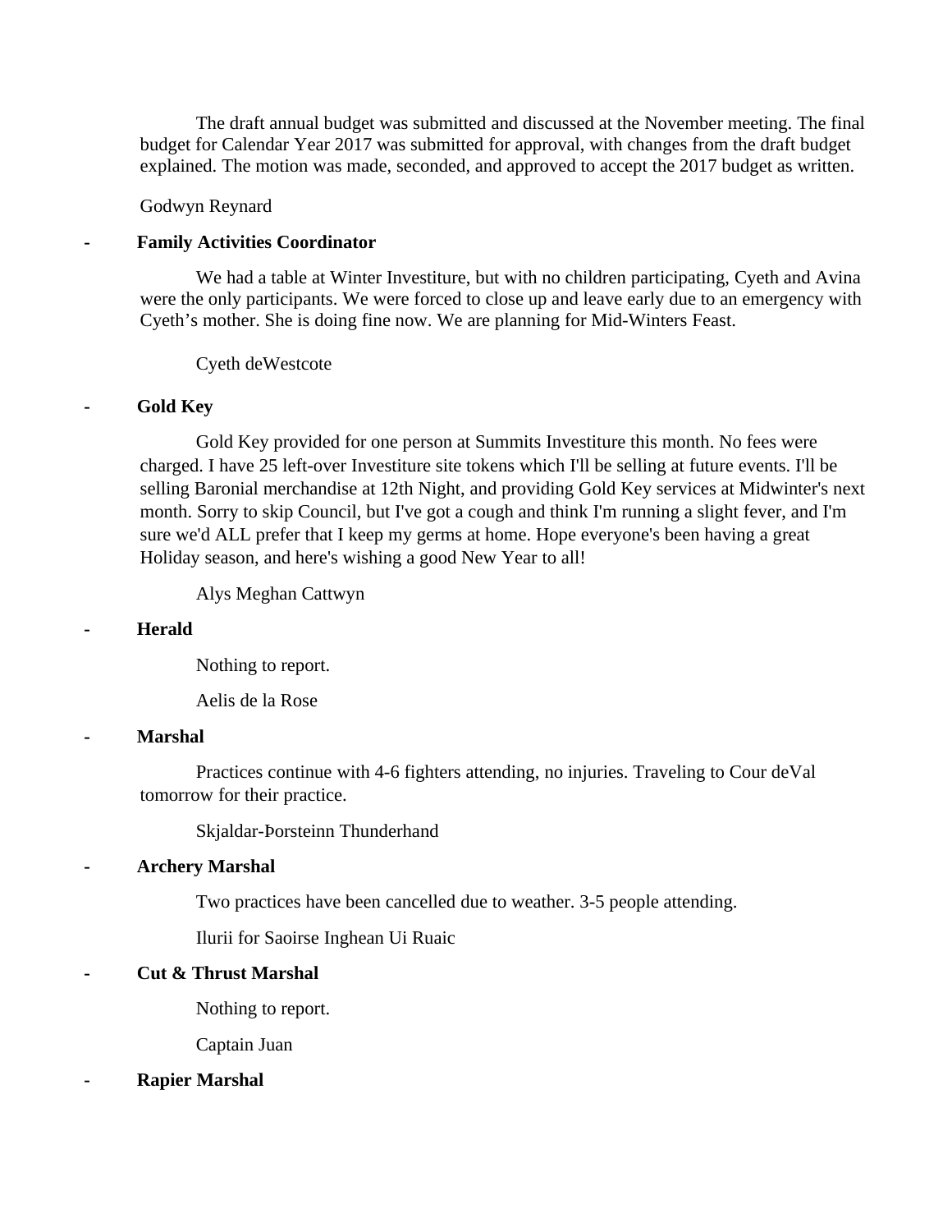The draft annual budget was submitted and discussed at the November meeting. The final budget for Calendar Year 2017 was submitted for approval, with changes from the draft budget explained. The motion was made, seconded, and approved to accept the 2017 budget as written.

Godwyn Reynard

- **Family Activities Coordinator**

We had a table at Winter Investiture, but with no children participating, Cyeth and Avina were the only participants. We were forced to close up and leave early due to an emergency with Cyeth's mother. She is doing fine now. We are planning for Mid-Winters Feast.

Cyeth deWestcote

- **Gold Key**

Gold Key provided for one person at Summits Investiture this month. No fees were charged. I have 25 left-over Investiture site tokens which I'll be selling at future events. I'll be selling Baronial merchandise at 12th Night, and providing Gold Key services at Midwinter's next month. Sorry to skip Council, but I've got a cough and think I'm running a slight fever, and I'm sure we'd ALL prefer that I keep my germs at home. Hope everyone's been having a great Holiday season, and here's wishing a good New Year to all!

Alys Meghan Cattwyn

- **Herald**

Nothing to report.

Aelis de la Rose

- **Marshal**

Practices continue with 4-6 fighters attending, no injuries. Traveling to Cour deVal tomorrow for their practice.

Skjaldar-Þorsteinn Thunderhand

- **Archery Marshal**

Two practices have been cancelled due to weather. 3-5 people attending.

Ilurii for Saoirse Inghean Ui Ruaic

- **Cut & Thrust Marshal**

Nothing to report.

Captain Juan

- **Rapier Marshal**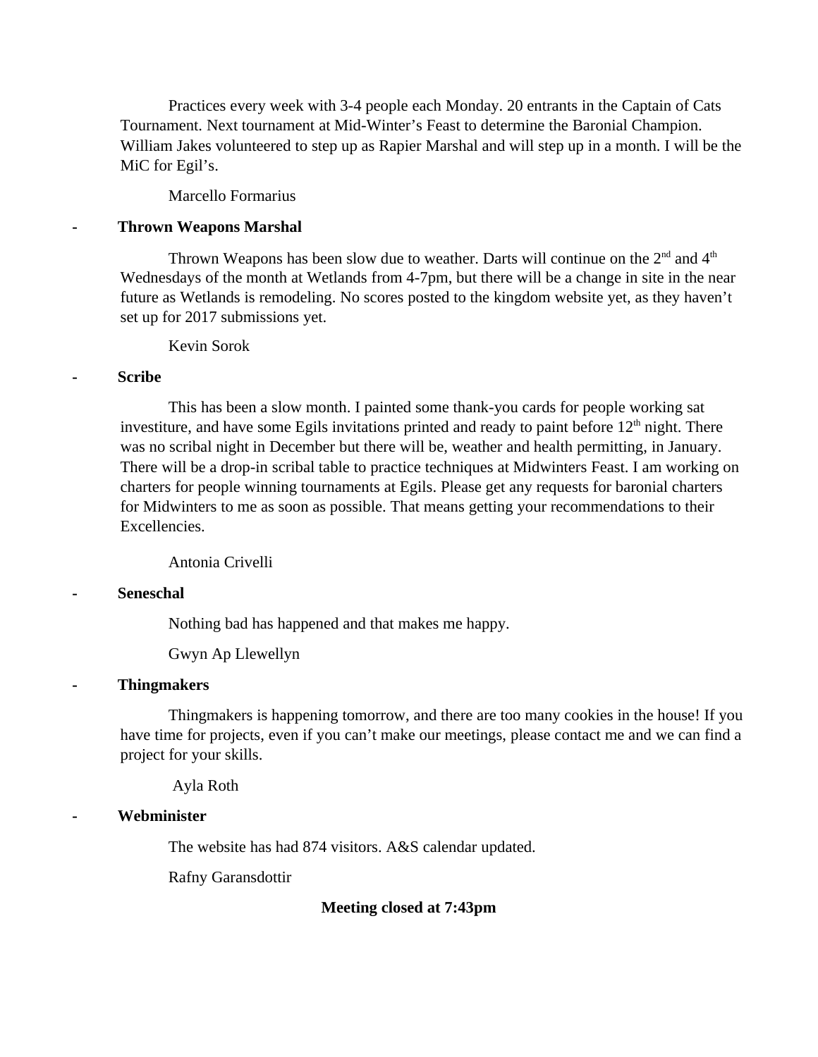Practices every week with 3-4 people each Monday. 20 entrants in the Captain of Cats Tournament. Next tournament at Mid-Winter's Feast to determine the Baronial Champion. William Jakes volunteered to step up as Rapier Marshal and will step up in a month. I will be the MiC for Egil's.

Marcello Formarius

- **Thrown Weapons Marshal**

Thrown Weapons has been slow due to weather. Darts will continue on the 2nd and 4th Wednesdays of the month at Wetlands from 4-7pm, but there will be a change in site in the near future as Wetlands is remodeling. No scores posted to the kingdom website yet, as they haven't set up for 2017 submissions yet.

Kevin Sorok

- **Scribe**

This has been a slow month. I painted some thank-you cards for people working sat investiture, and have some Egils invitations printed and ready to paint before 12th night. There was no scribal night in December but there will be, weather and health permitting, in January. There will be a drop-in scribal table to practice techniques at Midwinters Feast. I am working on charters for people winning tournaments at Egils. Please get any requests for baronial charters for Midwinters to me as soon as possible. That means getting your recommendations to their Excellencies.

Antonia Crivelli

- **Seneschal**

Nothing bad has happened and that makes me happy.

Gwyn Ap Llewellyn

- **Thingmakers**

Thingmakers is happening tomorrow, and there are too many cookies in the house! If you have time for projects, even if you can't make our meetings, please contact me and we can find a project for your skills.

Ayla Roth

- **Webminister**

The website has had 874 visitors. A&S calendar updated.

Rafny Garansdottir

**Meeting closed at 7:43pm**